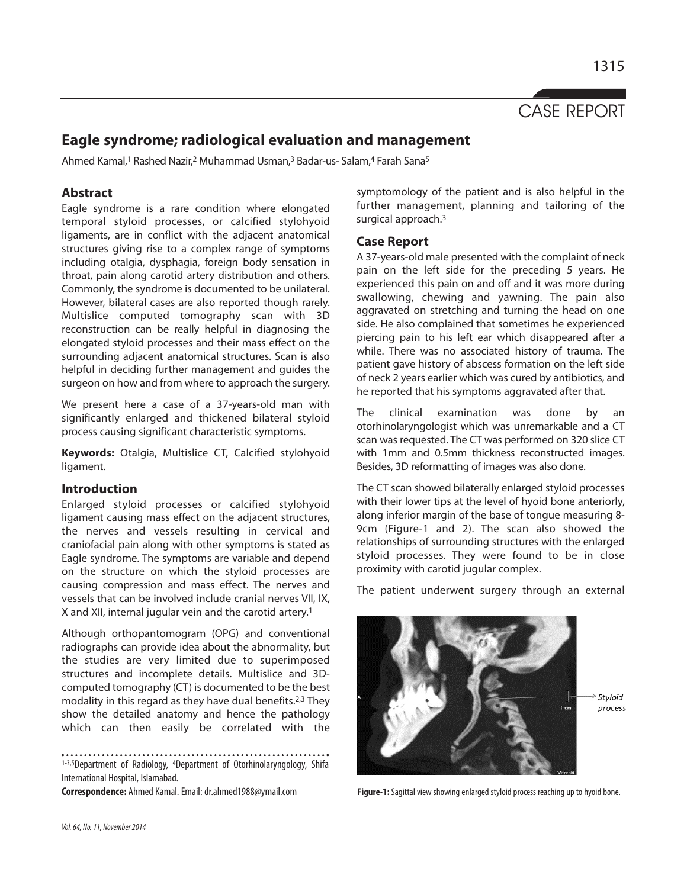CASE REPORT

# Eagle syndrome; radiological evaluation and management

Ahmed Kamal,[1] Rashed Nazir,[2] Muhammad Usman,[3] Badar-us- Salam,[4] Farah Sana[5]

## Abstract

Eagle syndrome is a rare condition where elongated temporal styloid processes, or calcified stylohyoid ligaments, are in conflict with the adjacent anatomical structures giving rise to a complex range of symptoms including otalgia, dysphagia, foreign body sensation in throat, pain along carotid artery distribution and others. Commonly, the syndrome is documented to be unilateral. However, bilateral cases are also reported though rarely. Multislice computed tomography scan with 3D reconstruction can be really helpful in diagnosing the elongated styloid processes and their mass effect on the surrounding adjacent anatomical structures. Scan is also helpful in deciding further management and guides the surgeon on how and from where to approach the surgery.

We present here a case of a 37-years-old man with significantly enlarged and thickened bilateral styloid process causing significant characteristic symptoms.

**Keywords:** Otalgia, Multislice CT, Calcified stylohyoid ligament.

## Introduction

Enlarged styloid processes or calcified stylohyoid ligament causing mass effect on the adjacent structures, the nerves and vessels resulting in cervical and craniofacial pain along with other symptoms is stated as Eagle syndrome. The symptoms are variable and depend on the structure on which the styloid processes are causing compression and mass effect. The nerves and vessels that can be involved include cranial nerves VII, IX, X and XII, internal jugular vein and the carotid artery.[1]

Although orthopantomogram (OPG) and conventional radiographs can provide idea about the abnormality, but the studies are very limited due to superimposed structures and incomplete details. Multislice and 3D-computed tomography (CT) is documented to be the best modality in this regard as they have dual benefits.[2,3] They show the detailed anatomy and hence the pathology which can then easily be correlated with the symptomology of the patient and is also helpful in the further management, planning and tailoring of the surgical approach.[3]

## Case Report

A 37-years-old male presented with the complaint of neck pain on the left side for the preceding 5 years. He experienced this pain on and off and it was more during swallowing, chewing and yawning. The pain also aggravated on stretching and turning the head on one side. He also complained that sometimes he experienced piercing pain to his left ear which disappeared after a while. There was no associated history of trauma. The patient gave history of abscess formation on the left side of neck 2 years earlier which was cured by antibiotics, and he reported that his symptoms aggravated after that.

The clinical examination was done by an otorhinolaryngologist which was unremarkable and a CT scan was requested. The CT was performed on 320 slice CT with 1mm and 0.5mm thickness reconstructed images. Besides, 3D reformatting of images was also done.

The CT scan showed bilaterally enlarged styloid processes with their lower tips at the level of hyoid bone anteriorly, along inferior margin of the base of tongue measuring 8-9cm (Figure-1 and 2). The scan also showed the relationships of surrounding structures with the enlarged styloid processes. They were found to be in close proximity with carotid jugular complex.

The patient underwent surgery through an external

**Figure-1:** Sagittal view showing enlarged styloid process reaching up to hyoid bone.

[1-3,5]Department of Radiology, [4]Department of Otorhinolaryngology, Shifa International Hospital, Islamabad.

**Correspondence:** Ahmed Kamal. Email: dr.ahmed1988@ymail.com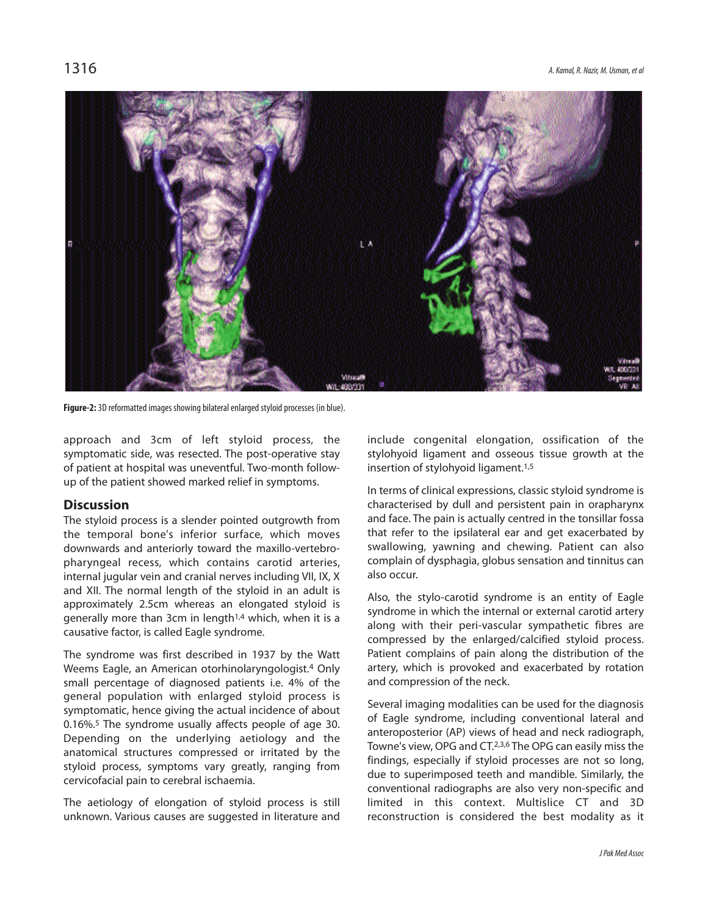**Figure-2:** 3D reformatted images showing bilateral enlarged styloid processes (in blue).

approach and 3cm of left styloid process, the symptomatic side, was resected. The post-operative stay of patient at hospital was uneventful. Two-month follow-up of the patient showed marked relief in symptoms.

## Discussion

The styloid process is a slender pointed outgrowth from the temporal bone's inferior surface, which moves downwards and anteriorly toward the maxillo-vertebro-pharyngeal recess, which contains carotid arteries, internal jugular vein and cranial nerves including VII, IX, X and XII. The normal length of the styloid in an adult is approximately 2.5cm whereas an elongated styloid is generally more than 3cm in length[1,4] which, when it is a causative factor, is called Eagle syndrome.

The syndrome was first described in 1937 by the Watt Weems Eagle, an American otorhinolaryngologist.[4] Only small percentage of diagnosed patients i.e. 4% of the general population with enlarged styloid process is symptomatic, hence giving the actual incidence of about 0.16%.[5] The syndrome usually affects people of age 30. Depending on the underlying aetiology and the anatomical structures compressed or irritated by the styloid process, symptoms vary greatly, ranging from cervicofacial pain to cerebral ischaemia.

The aetiology of elongation of styloid process is still unknown. Various causes are suggested in literature and include congenital elongation, ossification of the stylohyoid ligament and osseous tissue growth at the insertion of stylohyoid ligament.[1,5]

In terms of clinical expressions, classic styloid syndrome is characterised by dull and persistent pain in orapharynx and face. The pain is actually centred in the tonsillar fossa that refer to the ipsilateral ear and get exacerbated by swallowing, yawning and chewing. Patient can also complain of dysphagia, globus sensation and tinnitus can also occur.

Also, the stylo-carotid syndrome is an entity of Eagle syndrome in which the internal or external carotid artery along with their peri-vascular sympathetic fibres are compressed by the enlarged/calcified styloid process. Patient complains of pain along the distribution of the artery, which is provoked and exacerbated by rotation and compression of the neck.

Several imaging modalities can be used for the diagnosis of Eagle syndrome, including conventional lateral and anteroposterior (AP) views of head and neck radiograph, Towne's view, OPG and CT.[2,3,6] The OPG can easily miss the findings, especially if styloid processes are not so long, due to superimposed teeth and mandible. Similarly, the conventional radiographs are also very non-specific and limited in this context. Multislice CT and 3D reconstruction is considered the best modality as it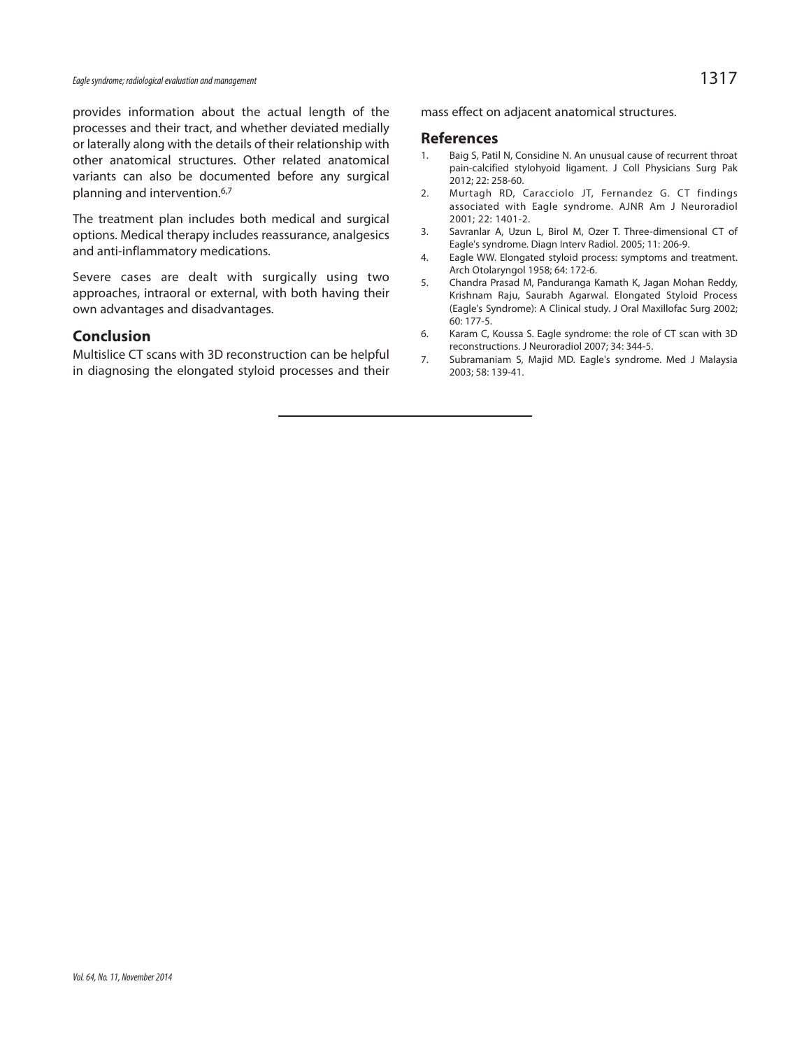provides information about the actual length of the processes and their tract, and whether deviated medially or laterally along with the details of their relationship with other anatomical structures. Other related anatomical variants can also be documented before any surgical planning and intervention.[6,7]

The treatment plan includes both medical and surgical options. Medical therapy includes reassurance, analgesics and anti-inflammatory medications.

Severe cases are dealt with surgically using two approaches, intraoral or external, with both having their own advantages and disadvantages.

## Conclusion

Multislice CT scans with 3D reconstruction can be helpful in diagnosing the elongated styloid processes and their mass effect on adjacent anatomical structures.

## References

1. Baig S, Patil N, Considine N. An unusual cause of recurrent throat pain-calcified stylohyoid ligament. J Coll Physicians Surg Pak 2012; 22: 258-60.
2. Murtagh RD, Caracciolo JT, Fernandez G. CT findings associated with Eagle syndrome. AJNR Am J Neuroradiol 2001; 22: 1401-2.
3. Savranlar A, Uzun L, Birol M, Ozer T. Three-dimensional CT of Eagle's syndrome. Diagn Interv Radiol. 2005; 11: 206-9.
4. Eagle WW. Elongated styloid process: symptoms and treatment. Arch Otolaryngol 1958; 64: 172-6.
5. Chandra Prasad M, Panduranga Kamath K, Jagan Mohan Reddy, Krishnam Raju, Saurabh Agarwal. Elongated Styloid Process (Eagle's Syndrome): A Clinical study. J Oral Maxillofac Surg 2002; 60: 177-5.
6. Karam C, Koussa S. Eagle syndrome: the role of CT scan with 3D reconstructions. J Neuroradiol 2007; 34: 344-5.
7. Subramaniam S, Majid MD. Eagle's syndrome. Med J Malaysia 2003; 58: 139-41.